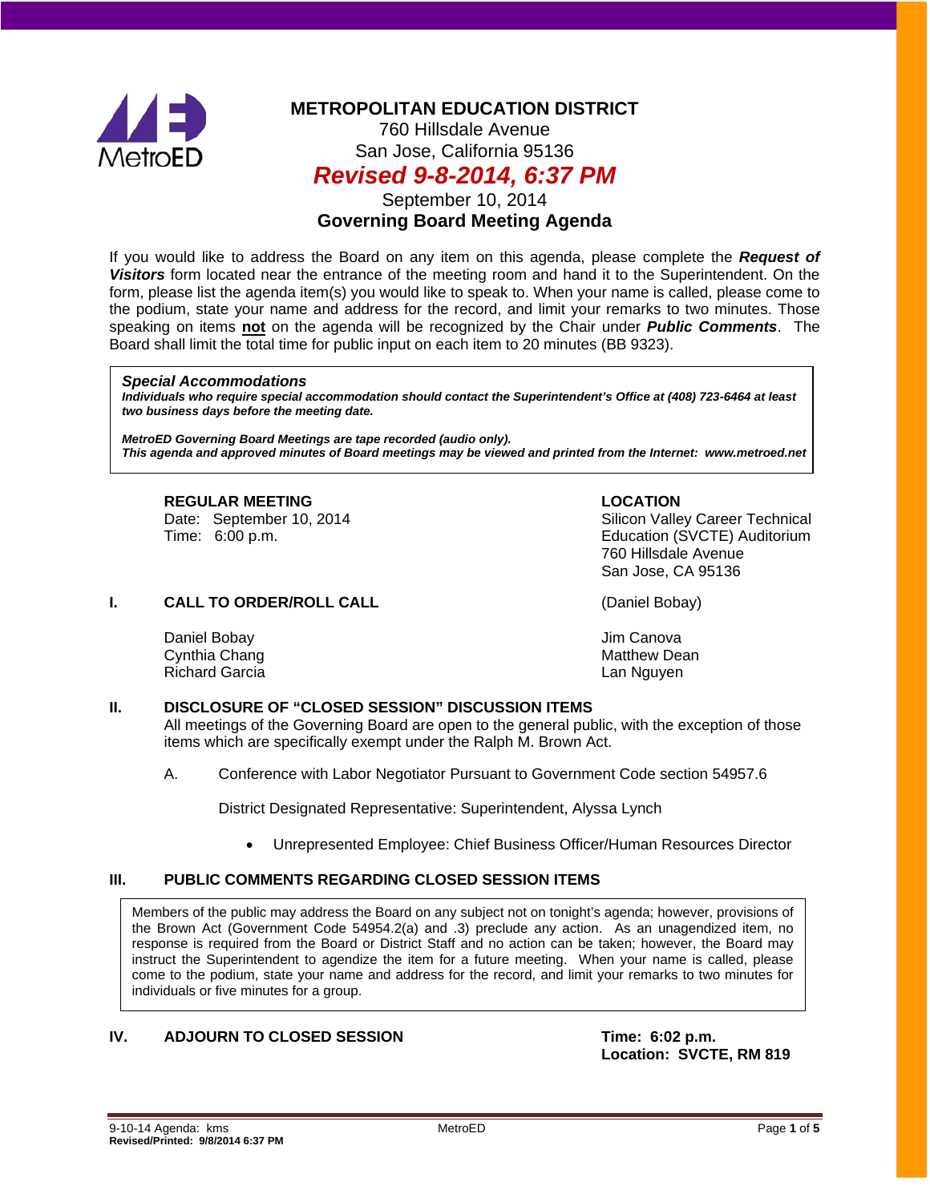# METROPOLITAN EDUCATION DISTRICT

760 Hillsdale Avenue
San Jose, California 95136

***Revised 9-8-2014, 6:37 PM***

September 10, 2014

**Governing Board Meeting Agenda**

If you would like to address the Board on any item on this agenda, please complete the ***Request of Visitors*** form located near the entrance of the meeting room and hand it to the Superintendent. On the form, please list the agenda item(s) you would like to speak to. When your name is called, please come to the podium, state your name and address for the record, and limit your remarks to two minutes. Those speaking on items **not** on the agenda will be recognized by the Chair under ***Public Comments***. The Board shall limit the total time for public input on each item to 20 minutes (BB 9323).

> ***Special Accommodations***
>
> ***Individuals who require special accommodation should contact the Superintendent's Office at (408) 723-6464 at least two business days before the meeting date.***
>
> ***MetroED Governing Board Meetings are tape recorded (audio only).***
> ***This agenda and approved minutes of Board meetings may be viewed and printed from the Internet: www.metroed.net***

**REGULAR MEETING**
Date: September 10, 2014
Time: 6:00 p.m.

**LOCATION**
Silicon Valley Career Technical Education (SVCTE) Auditorium
760 Hillsdale Avenue
San Jose, CA 95136

## I. CALL TO ORDER/ROLL CALL (Daniel Bobay)

Daniel Bobay
Cynthia Chang
Richard Garcia
Jim Canova
Matthew Dean
Lan Nguyen

## II. DISCLOSURE OF "CLOSED SESSION" DISCUSSION ITEMS

All meetings of the Governing Board are open to the general public, with the exception of those items which are specifically exempt under the Ralph M. Brown Act.

A. Conference with Labor Negotiator Pursuant to Government Code section 54957.6

District Designated Representative: Superintendent, Alyssa Lynch

- Unrepresented Employee: Chief Business Officer/Human Resources Director

## III. PUBLIC COMMENTS REGARDING CLOSED SESSION ITEMS

> Members of the public may address the Board on any subject not on tonight's agenda; however, provisions of the Brown Act (Government Code 54954.2(a) and .3) preclude any action. As an unagendized item, no response is required from the Board or District Staff and no action can be taken; however, the Board may instruct the Superintendent to agendize the item for a future meeting. When your name is called, please come to the podium, state your name and address for the record, and limit your remarks to two minutes for individuals or five minutes for a group.

## IV. ADJOURN TO CLOSED SESSION

**Time: 6:02 p.m.**
**Location: SVCTE, RM 819**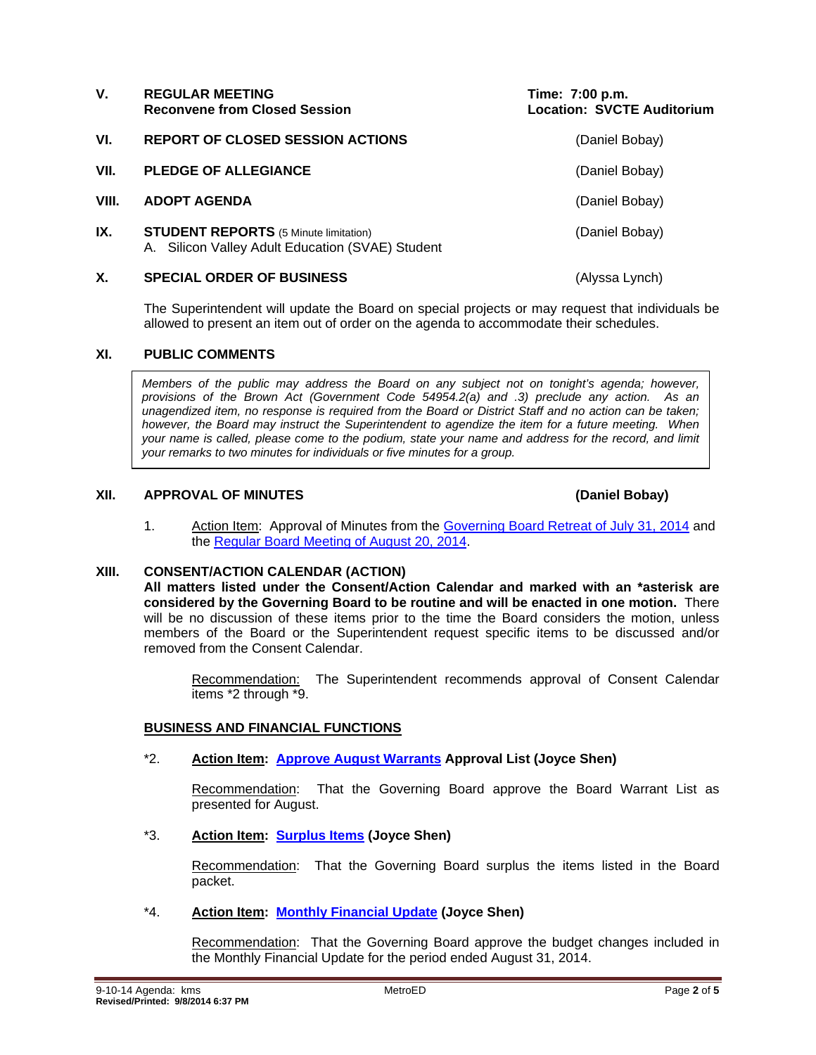**V. REGULAR MEETING** — **Time: 7:00 p.m.**
**Reconvene from Closed Session** — **Location: SVCTE Auditorium**

**VI. REPORT OF CLOSED SESSION ACTIONS** (Daniel Bobay)

**VII. PLEDGE OF ALLEGIANCE** (Daniel Bobay)

**VIII. ADOPT AGENDA** (Daniel Bobay)

**IX. STUDENT REPORTS** (5 Minute limitation) (Daniel Bobay)

A. Silicon Valley Adult Education (SVAE) Student

**X. SPECIAL ORDER OF BUSINESS** (Alyssa Lynch)

The Superintendent will update the Board on special projects or may request that individuals be allowed to present an item out of order on the agenda to accommodate their schedules.

**XI. PUBLIC COMMENTS**

*Members of the public may address the Board on any subject not on tonight's agenda; however, provisions of the Brown Act (Government Code 54954.2(a) and .3) preclude any action. As an unagendized item, no response is required from the Board or District Staff and no action can be taken; however, the Board may instruct the Superintendent to agendize the item for a future meeting. When your name is called, please come to the podium, state your name and address for the record, and limit your remarks to two minutes for individuals or five minutes for a group.*

**XII. APPROVAL OF MINUTES** **(Daniel Bobay)**

1. Action Item: Approval of Minutes from the Governing Board Retreat of July 31, 2014 and the Regular Board Meeting of August 20, 2014.

**XIII. CONSENT/ACTION CALENDAR (ACTION)**

**All matters listed under the Consent/Action Calendar and marked with an *asterisk are considered by the Governing Board to be routine and will be enacted in one motion.** There will be no discussion of these items prior to the time the Board considers the motion, unless members of the Board or the Superintendent request specific items to be discussed and/or removed from the Consent Calendar.

Recommendation: The Superintendent recommends approval of Consent Calendar items *2 through *9.

**BUSINESS AND FINANCIAL FUNCTIONS**

*2. **Action Item: Approve August Warrants Approval List (Joyce Shen)**

Recommendation: That the Governing Board approve the Board Warrant List as presented for August.

*3. **Action Item: Surplus Items (Joyce Shen)**

Recommendation: That the Governing Board surplus the items listed in the Board packet.

*4. **Action Item: Monthly Financial Update (Joyce Shen)**

Recommendation: That the Governing Board approve the budget changes included in the Monthly Financial Update for the period ended August 31, 2014.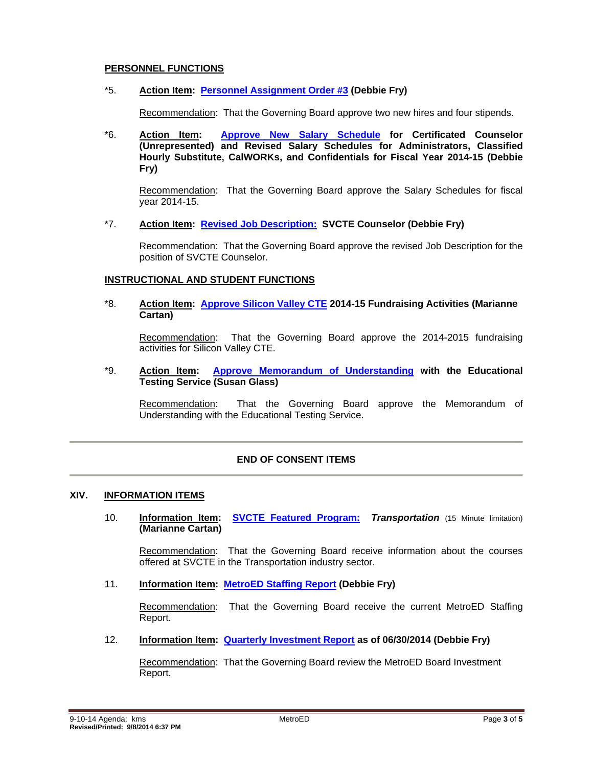**PERSONNEL FUNCTIONS**

*5. **Action Item: Personnel Assignment Order #3 (Debbie Fry)**

Recommendation: That the Governing Board approve two new hires and four stipends.

*6. **Action Item: Approve New Salary Schedule for Certificated Counselor (Unrepresented) and Revised Salary Schedules for Administrators, Classified Hourly Substitute, CalWORKs, and Confidentials for Fiscal Year 2014-15 (Debbie Fry)**

Recommendation: That the Governing Board approve the Salary Schedules for fiscal year 2014-15.

*7. **Action Item: Revised Job Description: SVCTE Counselor (Debbie Fry)**

Recommendation: That the Governing Board approve the revised Job Description for the position of SVCTE Counselor.

**INSTRUCTIONAL AND STUDENT FUNCTIONS**

*8. **Action Item: Approve Silicon Valley CTE 2014-15 Fundraising Activities (Marianne Cartan)**

Recommendation: That the Governing Board approve the 2014-2015 fundraising activities for Silicon Valley CTE.

*9. **Action Item: Approve Memorandum of Understanding with the Educational Testing Service (Susan Glass)**

Recommendation: That the Governing Board approve the Memorandum of Understanding with the Educational Testing Service.

---

**END OF CONSENT ITEMS**

---

## XIV. INFORMATION ITEMS

10. **Information Item: SVCTE Featured Program:** ***Transportation*** (15 Minute limitation) **(Marianne Cartan)**

Recommendation: That the Governing Board receive information about the courses offered at SVCTE in the Transportation industry sector.

11. **Information Item: MetroED Staffing Report (Debbie Fry)**

Recommendation: That the Governing Board receive the current MetroED Staffing Report.

12. **Information Item: Quarterly Investment Report as of 06/30/2014 (Debbie Fry)**

Recommendation: That the Governing Board review the MetroED Board Investment Report.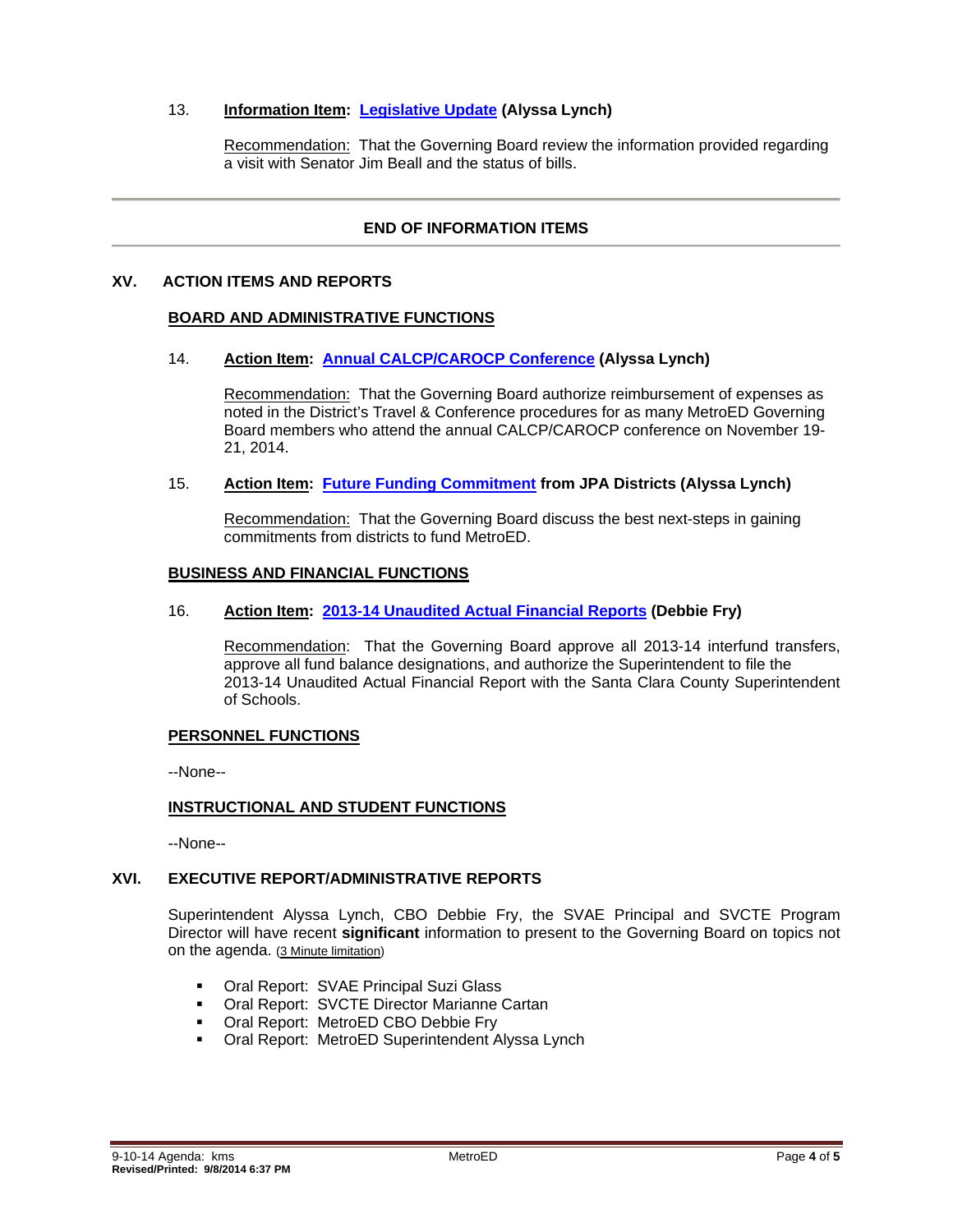13. **Information Item: Legislative Update (Alyssa Lynch)**

Recommendation: That the Governing Board review the information provided regarding a visit with Senator Jim Beall and the status of bills.

---

**END OF INFORMATION ITEMS**

---

## XV. ACTION ITEMS AND REPORTS

### BOARD AND ADMINISTRATIVE FUNCTIONS

14. **Action Item: Annual CALCP/CAROCP Conference (Alyssa Lynch)**

Recommendation: That the Governing Board authorize reimbursement of expenses as noted in the District's Travel & Conference procedures for as many MetroED Governing Board members who attend the annual CALCP/CAROCP conference on November 19-21, 2014.

15. **Action Item: Future Funding Commitment from JPA Districts (Alyssa Lynch)**

Recommendation: That the Governing Board discuss the best next-steps in gaining commitments from districts to fund MetroED.

### BUSINESS AND FINANCIAL FUNCTIONS

16. **Action Item: 2013-14 Unaudited Actual Financial Reports (Debbie Fry)**

Recommendation: That the Governing Board approve all 2013-14 interfund transfers, approve all fund balance designations, and authorize the Superintendent to file the 2013-14 Unaudited Actual Financial Report with the Santa Clara County Superintendent of Schools.

### PERSONNEL FUNCTIONS

--None--

### INSTRUCTIONAL AND STUDENT FUNCTIONS

--None--

## XVI. EXECUTIVE REPORT/ADMINISTRATIVE REPORTS

Superintendent Alyssa Lynch, CBO Debbie Fry, the SVAE Principal and SVCTE Program Director will have recent **significant** information to present to the Governing Board on topics not on the agenda. (3 Minute limitation)

- Oral Report: SVAE Principal Suzi Glass
- Oral Report: SVCTE Director Marianne Cartan
- Oral Report: MetroED CBO Debbie Fry
- Oral Report: MetroED Superintendent Alyssa Lynch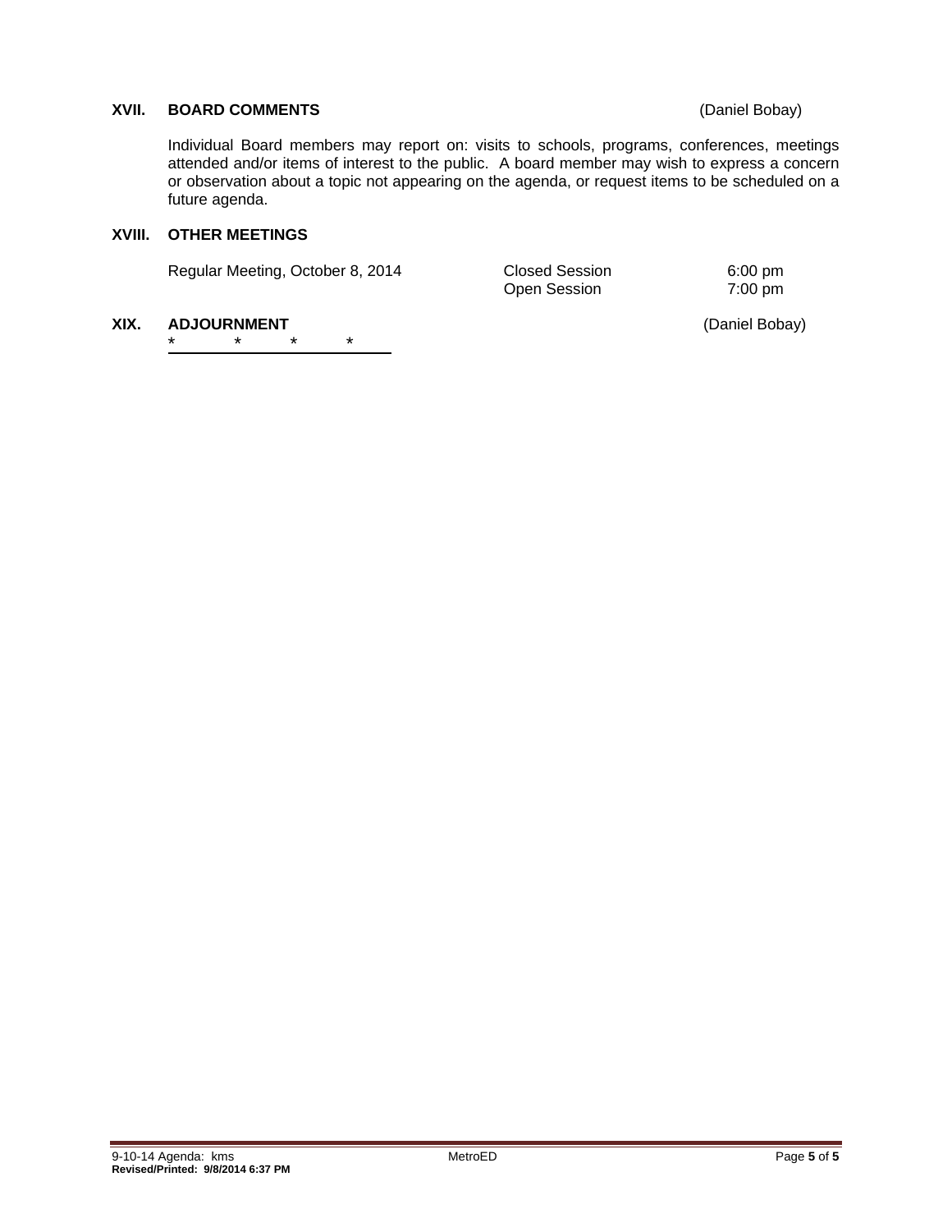## XVII. BOARD COMMENTS (Daniel Bobay)

Individual Board members may report on: visits to schools, programs, conferences, meetings attended and/or items of interest to the public. A board member may wish to express a concern or observation about a topic not appearing on the agenda, or request items to be scheduled on a future agenda.

## XVIII. OTHER MEETINGS

| | | |
|---|---|---|
| Regular Meeting, October 8, 2014 | Closed Session | 6:00 pm |
| | Open Session | 7:00 pm |

## XIX. ADJOURNMENT (Daniel Bobay)

* * * *